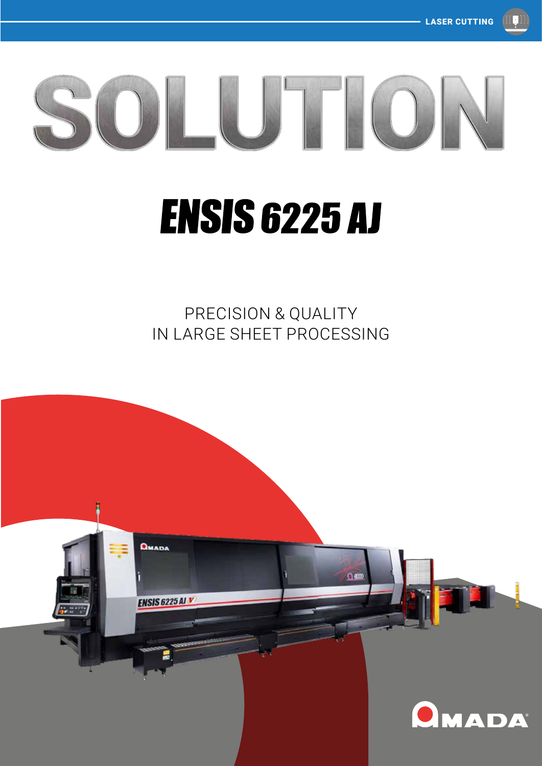LASER CUTTING

# SOLUTION

# ENSIS 6225 AJ

PRECISION & QUALITY
IN LARGE SHEET PROCESSING

AMADA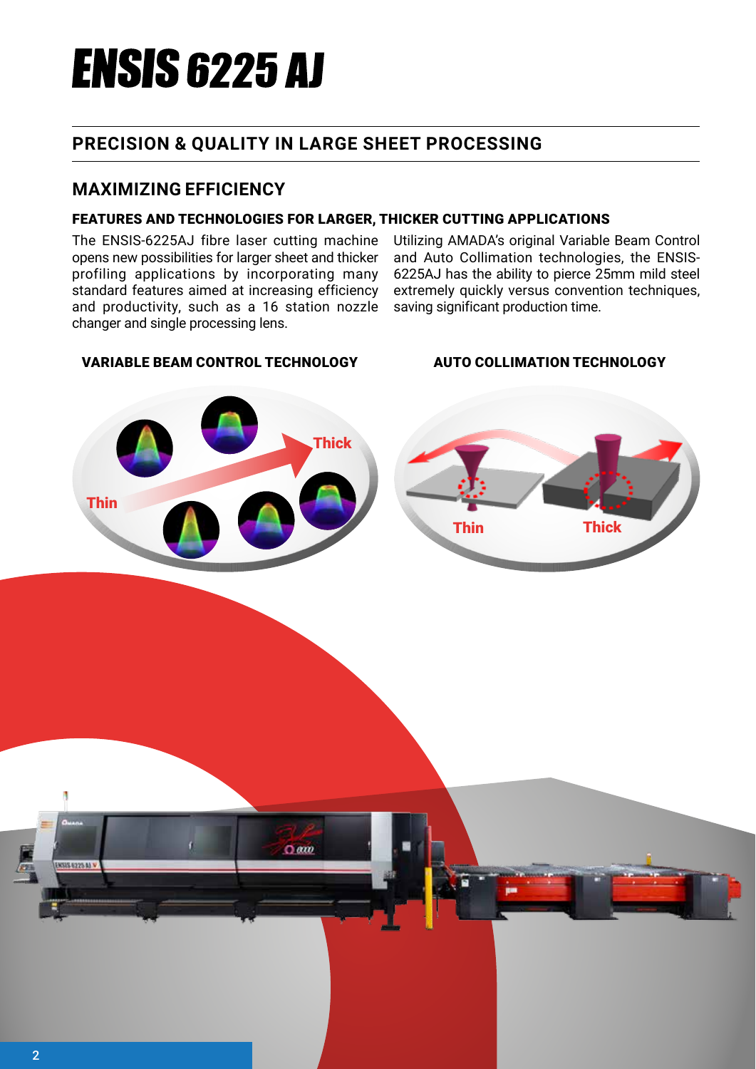# ENSIS 6225 AJ

## PRECISION & QUALITY IN LARGE SHEET PROCESSING

## MAXIMIZING EFFICIENCY

### FEATURES AND TECHNOLOGIES FOR LARGER, THICKER CUTTING APPLICATIONS

The ENSIS-6225AJ fibre laser cutting machine opens new possibilities for larger sheet and thicker profiling applications by incorporating many standard features aimed at increasing efficiency and productivity, such as a 16 station nozzle changer and single processing lens.

Utilizing AMADA's original Variable Beam Control and Auto Collimation technologies, the ENSIS-6225AJ has the ability to pierce 25mm mild steel extremely quickly versus convention techniques, saving significant production time.

**VARIABLE BEAM CONTROL TECHNOLOGY**

Thin → Thick

**AUTO COLLIMATION TECHNOLOGY**

Thin → Thick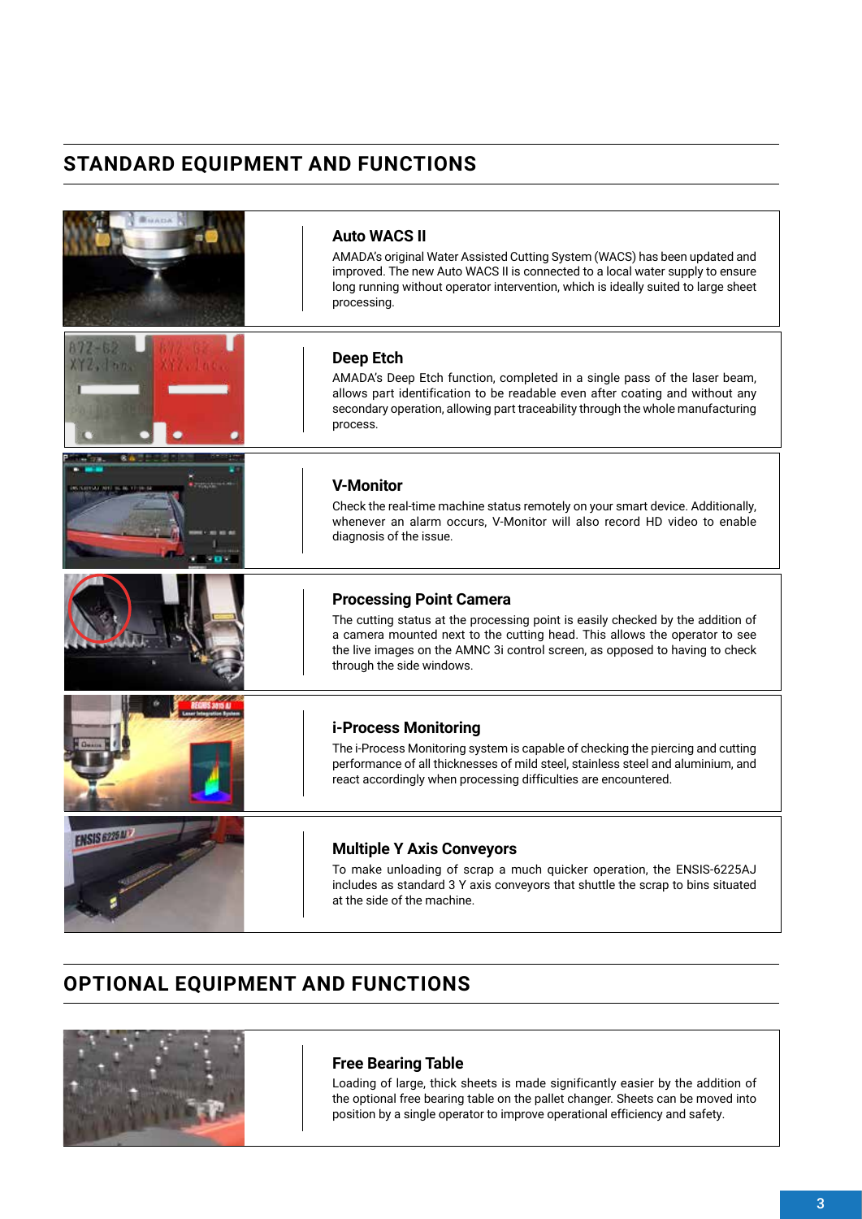## STANDARD EQUIPMENT AND FUNCTIONS

### Auto WACS II

AMADA's original Water Assisted Cutting System (WACS) has been updated and improved. The new Auto WACS II is connected to a local water supply to ensure long running without operator intervention, which is ideally suited to large sheet processing.

### Deep Etch

AMADA's Deep Etch function, completed in a single pass of the laser beam, allows part identification to be readable even after coating and without any secondary operation, allowing part traceability through the whole manufacturing process.

### V-Monitor

Check the real-time machine status remotely on your smart device. Additionally, whenever an alarm occurs, V-Monitor will also record HD video to enable diagnosis of the issue.

### Processing Point Camera

The cutting status at the processing point is easily checked by the addition of a camera mounted next to the cutting head. This allows the operator to see the live images on the AMNC 3i control screen, as opposed to having to check through the side windows.

### i-Process Monitoring

The i-Process Monitoring system is capable of checking the piercing and cutting performance of all thicknesses of mild steel, stainless steel and aluminium, and react accordingly when processing difficulties are encountered.

### Multiple Y Axis Conveyors

To make unloading of scrap a much quicker operation, the ENSIS-6225AJ includes as standard 3 Y axis conveyors that shuttle the scrap to bins situated at the side of the machine.

## OPTIONAL EQUIPMENT AND FUNCTIONS

### Free Bearing Table

Loading of large, thick sheets is made significantly easier by the addition of the optional free bearing table on the pallet changer. Sheets can be moved into position by a single operator to improve operational efficiency and safety.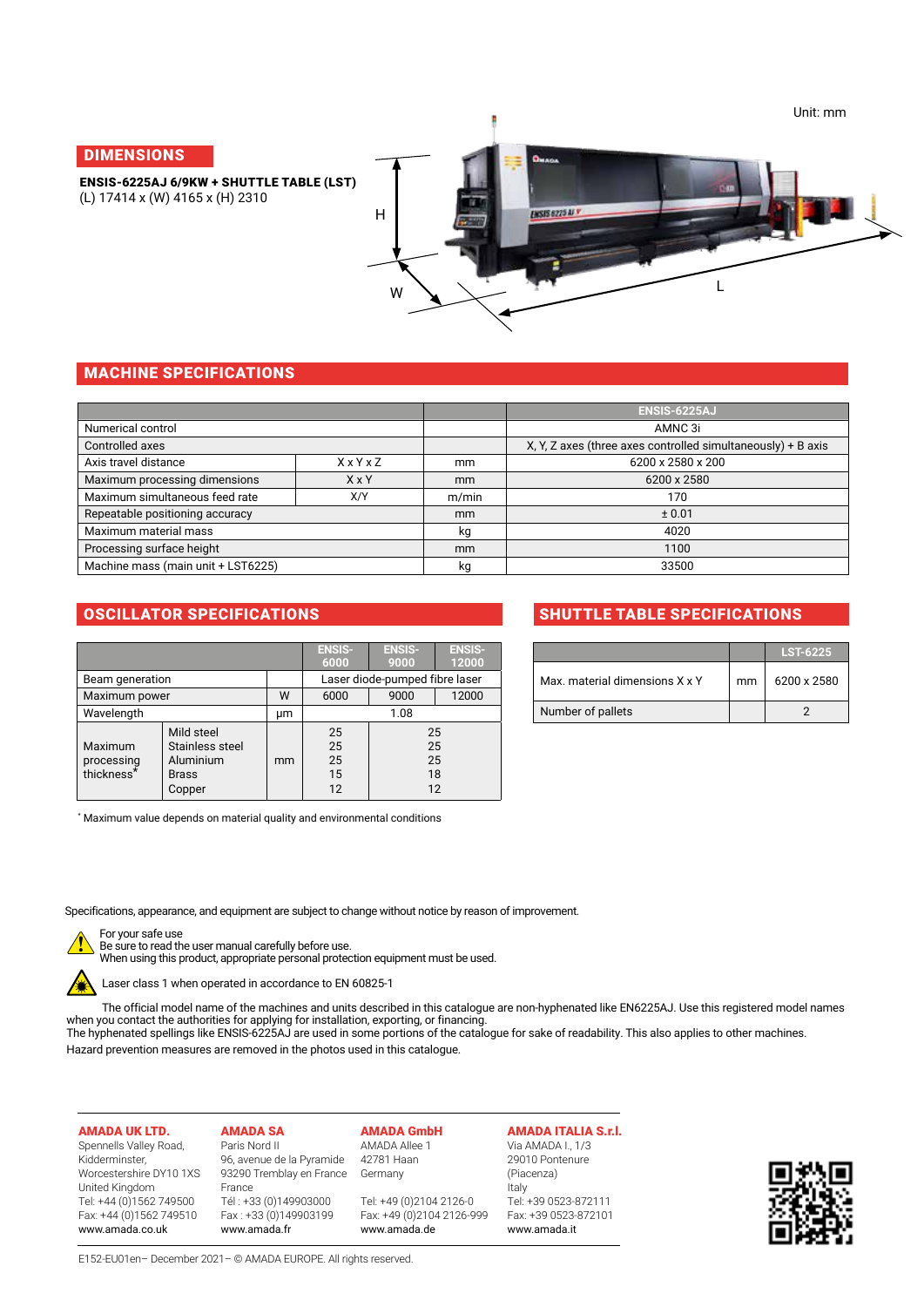Unit: mm

## DIMENSIONS

**ENSIS-6225AJ 6/9KW + SHUTTLE TABLE (LST)**
(L) 17414 x (W) 4165 x (H) 2310

H

W

L

## MACHINE SPECIFICATIONS

| | | | ENSIS-6225AJ |
|---|---|---|---|
| Numerical control | | | AMNC 3i |
| Controlled axes | | | X, Y, Z axes (three axes controlled simultaneously) + B axis |
| Axis travel distance | X x Y x Z | mm | 6200 x 2580 x 200 |
| Maximum processing dimensions | X x Y | mm | 6200 x 2580 |
| Maximum simultaneous feed rate | X/Y | m/min | 170 |
| Repeatable positioning accuracy | | mm | ± 0.01 |
| Maximum material mass | | kg | 4020 |
| Processing surface height | | mm | 1100 |
| Machine mass (main unit + LST6225) | | kg | 33500 |

## OSCILLATOR SPECIFICATIONS

| | | | ENSIS-6000 | ENSIS-9000 | ENSIS-12000 |
|---|---|---|---|---|---|
| Beam generation | | | Laser diode-pumped fibre laser | | |
| Maximum power | | W | 6000 | 9000 | 12000 |
| Wavelength | | μm | 1.08 | | |
| Maximum processing thickness* | Mild steel | mm | 25 | 25 | |
| | Stainless steel | mm | 25 | 25 | |
| | Aluminium | mm | 25 | 25 | |
| | Brass | mm | 15 | 18 | |
| | Copper | mm | 12 | 12 | |

* Maximum value depends on material quality and environmental conditions

## SHUTTLE TABLE SPECIFICATIONS

| | | LST-6225 |
|---|---|---|
| Max. material dimensions X x Y | mm | 6200 x 2580 |
| Number of pallets | | 2 |

Specifications, appearance, and equipment are subject to change without notice by reason of improvement.

For your safe use
Be sure to read the user manual carefully before use.
When using this product, appropriate personal protection equipment must be used.

Laser class 1 when operated in accordance to EN 60825-1

The official model name of the machines and units described in this catalogue are non-hyphenated like EN6225AJ. Use this registered model names when you contact the authorities for applying for installation, exporting, or financing.
The hyphenated spellings like ENSIS-6225AJ are used in some portions of the catalogue for sake of readability. This also applies to other machines.
Hazard prevention measures are removed in the photos used in this catalogue.

**AMADA UK LTD.**
Spennells Valley Road,
Kidderminster,
Worcestershire DY10 1XS
United Kingdom
Tel: +44 (0)1562 749500
Fax: +44 (0)1562 749510
www.amada.co.uk

**AMADA SA**
Paris Nord II
96, avenue de la Pyramide
93290 Tremblay en France
France
Tél : +33 (0)149903000
Fax : +33 (0)149903199
www.amada.fr

**AMADA GmbH**
AMADA Allee 1
42781 Haan
Germany
Tel: +49 (0)2104 2126-0
Fax: +49 (0)2104 2126-999
www.amada.de

**AMADA ITALIA S.r.l.**
Via AMADA I., 1/3
29010 Pontenure
(Piacenza)
Italy
Tel: +39 0523-872111
Fax: +39 0523-872101
www.amada.it

E152-EU01en– December 2021– © AMADA EUROPE. All rights reserved.